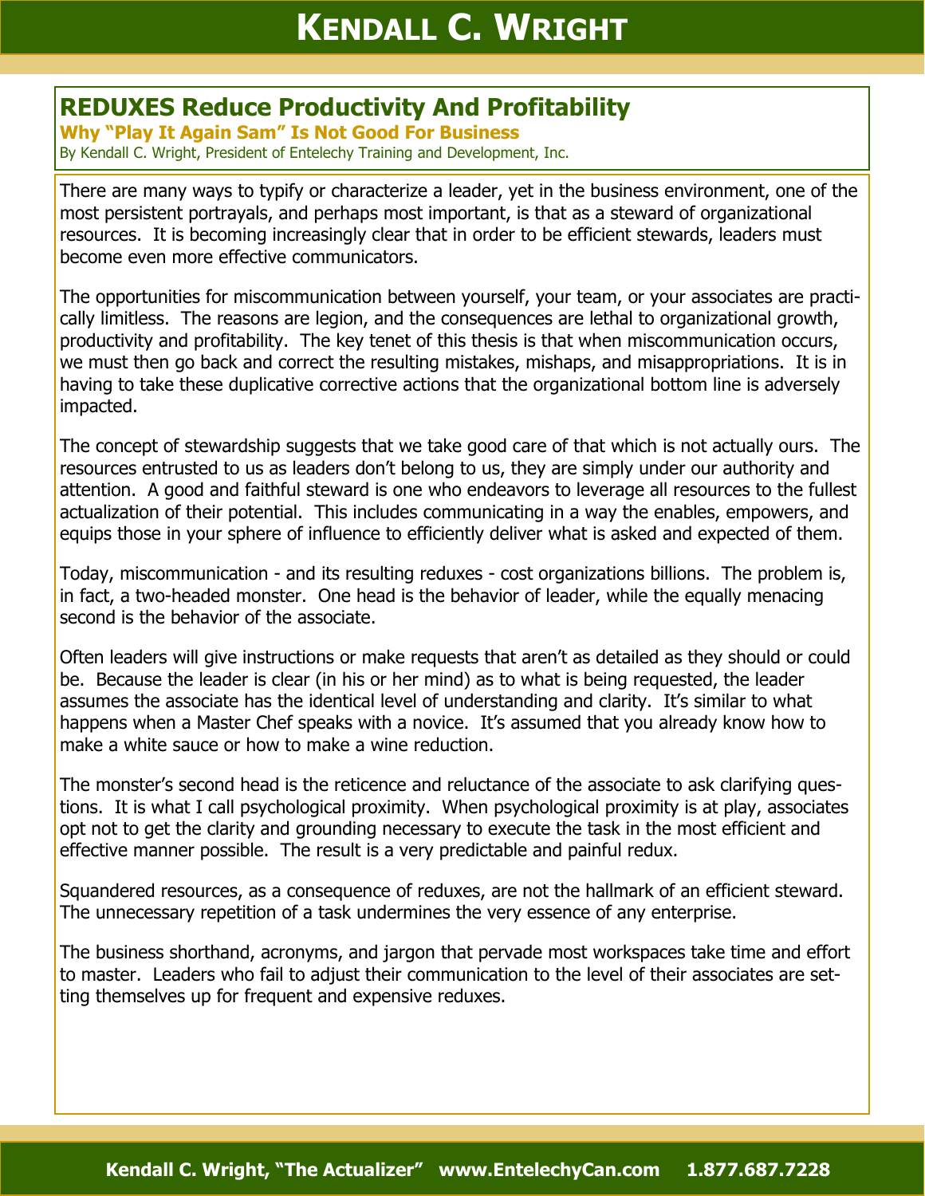# REDUXES Reduce Productivity And Profitability

**Why "Play It Again Sam" Is Not Good For Business**

By Kendall C. Wright, President of Entelechy Training and Development, Inc.

There are many ways to typify or characterize a leader, yet in the business environment, one of the most persistent portrayals, and perhaps most important, is that as a steward of organizational resources. It is becoming increasingly clear that in order to be efficient stewards, leaders must become even more effective communicators.

The opportunities for miscommunication between yourself, your team, or your associates are practically limitless. The reasons are legion, and the consequences are lethal to organizational growth, productivity and profitability. The key tenet of this thesis is that when miscommunication occurs, we must then go back and correct the resulting mistakes, mishaps, and misappropriations. It is in having to take these duplicative corrective actions that the organizational bottom line is adversely impacted.

The concept of stewardship suggests that we take good care of that which is not actually ours. The resources entrusted to us as leaders don't belong to us, they are simply under our authority and attention. A good and faithful steward is one who endeavors to leverage all resources to the fullest actualization of their potential. This includes communicating in a way the enables, empowers, and equips those in your sphere of influence to efficiently deliver what is asked and expected of them.

Today, miscommunication - and its resulting reduxes - cost organizations billions. The problem is, in fact, a two-headed monster. One head is the behavior of leader, while the equally menacing second is the behavior of the associate.

Often leaders will give instructions or make requests that aren't as detailed as they should or could be. Because the leader is clear (in his or her mind) as to what is being requested, the leader assumes the associate has the identical level of understanding and clarity. It's similar to what happens when a Master Chef speaks with a novice. It's assumed that you already know how to make a white sauce or how to make a wine reduction.

The monster's second head is the reticence and reluctance of the associate to ask clarifying questions. It is what I call psychological proximity. When psychological proximity is at play, associates opt not to get the clarity and grounding necessary to execute the task in the most efficient and effective manner possible. The result is a very predictable and painful redux.

Squandered resources, as a consequence of reduxes, are not the hallmark of an efficient steward. The unnecessary repetition of a task undermines the very essence of any enterprise.

The business shorthand, acronyms, and jargon that pervade most workspaces take time and effort to master. Leaders who fail to adjust their communication to the level of their associates are setting themselves up for frequent and expensive reduxes.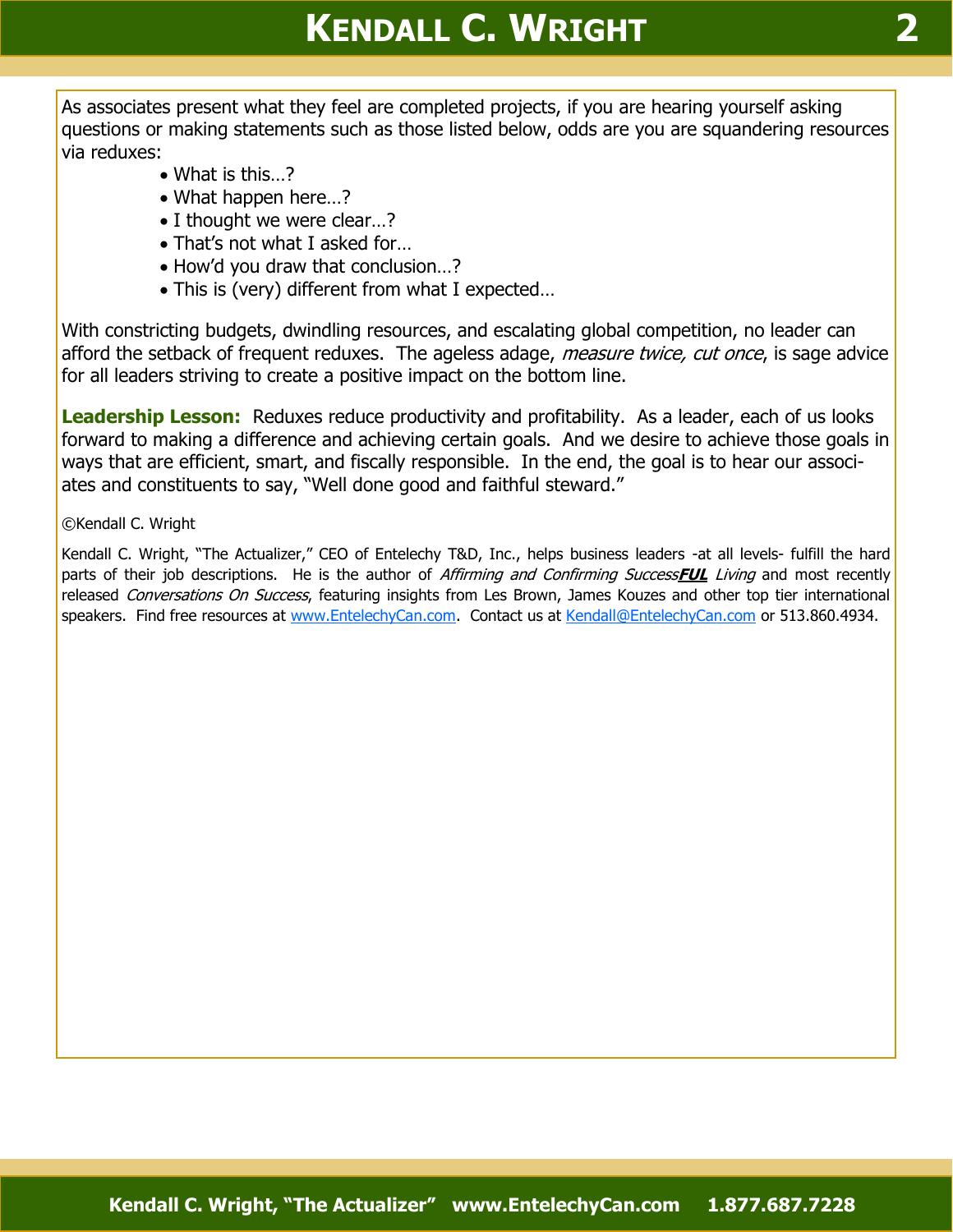As associates present what they feel are completed projects, if you are hearing yourself asking questions or making statements such as those listed below, odds are you are squandering resources via reduxes:

- What is this…?
- What happen here…?
- I thought we were clear…?
- That's not what I asked for…
- How'd you draw that conclusion…?
- This is (very) different from what I expected…

With constricting budgets, dwindling resources, and escalating global competition, no leader can afford the setback of frequent reduxes. The ageless adage, *measure twice, cut once*, is sage advice for all leaders striving to create a positive impact on the bottom line.

**Leadership Lesson:** Reduxes reduce productivity and profitability. As a leader, each of us looks forward to making a difference and achieving certain goals. And we desire to achieve those goals in ways that are efficient, smart, and fiscally responsible. In the end, the goal is to hear our associates and constituents to say, "Well done good and faithful steward."

©Kendall C. Wright

Kendall C. Wright, "The Actualizer," CEO of Entelechy T&D, Inc., helps business leaders -at all levels- fulfill the hard parts of their job descriptions. He is the author of *Affirming and Confirming Success**FUL** Living* and most recently released *Conversations On Success*, featuring insights from Les Brown, James Kouzes and other top tier international speakers. Find free resources at www.EntelechyCan.com. Contact us at Kendall@EntelechyCan.com or 513.860.4934.